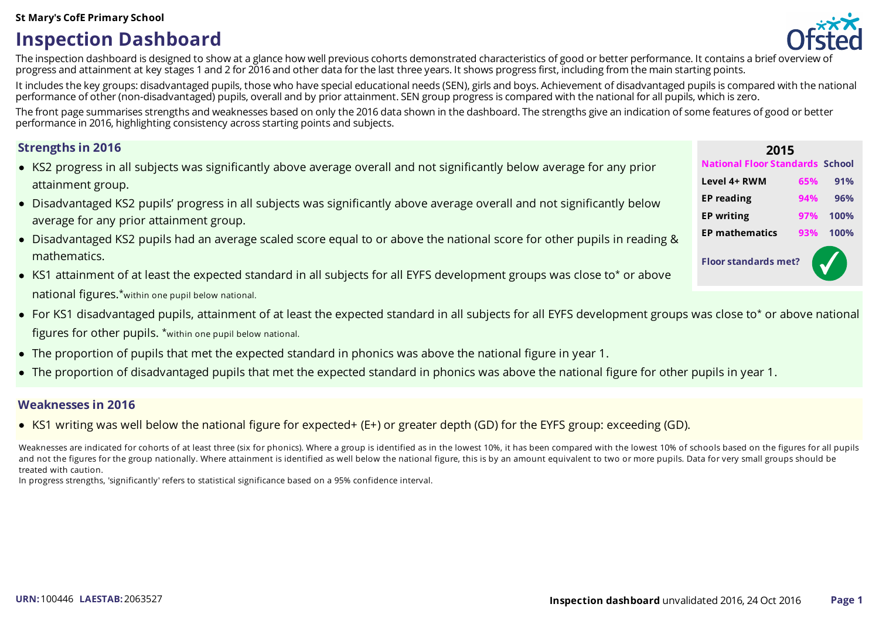St Mary's CofE Primary School

# Inspection Dashboard

The inspection dashboard is designed to show at a glance how well previous cohorts demonstrated characteristics of good or better performance. It contains a brief overview of progress and attainment at key stages 1 and 2 for 2016 and other data for the last three years. It shows progress first, including from the main starting points.

It includes the key groups: disadvantaged pupils, those who have special educational needs (SEN), girls and boys. Achievement of disadvantaged pupils is compared with the national performance of other (non-disadvantaged) pupils, overall and by prior attainment. SEN group progress is compared with the national for all pupils, which is zero.

The front page summarises strengths and weaknesses based on only the 2016 data shown in the dashboard. The strengths give an indication of some features of good or better performance in 2016, highlighting consistency across starting points and subjects.

## Strengths in 2016

- KS2 progress in all subjects was significantly above average overall and not significantly below average for any prior attainment group.
- Disadvantaged KS2 pupils' progress in all subjects was significantly above average overall and not significantly below average for any prior attainment group.
- Disadvantaged KS2 pupils had an average scaled score equal to or above the national score for other pupils in reading & mathematics.
- KS1 attainment of at least the expected standard in all subjects for all EYFS development groups was close to* or above national figures.*within one pupil below national.
- For KS1 disadvantaged pupils, attainment of at least the expected standard in all subjects for all EYFS development groups was close to* or above national figures for other pupils. *within one pupil below national.
- The proportion of pupils that met the expected standard in phonics was above the national figure in year 1.
- The proportion of disadvantaged pupils that met the expected standard in phonics was above the national figure for other pupils in year 1.

**2015**

| | National Floor Standards | School |
|---|---|---|
| Level 4+ RWM | 65% | 91% |
| EP reading | 94% | 96% |
| EP writing | 97% | 100% |
| EP mathematics | 93% | 100% |

Floor standards met? ✓

## Weaknesses in 2016

- KS1 writing was well below the national figure for expected+ (E+) or greater depth (GD) for the EYFS group: exceeding (GD).

Weaknesses are indicated for cohorts of at least three (six for phonics). Where a group is identified as in the lowest 10%, it has been compared with the lowest 10% of schools based on the figures for all pupils and not the figures for the group nationally. Where attainment is identified as well below the national figure, this is by an amount equivalent to two or more pupils. Data for very small groups should be treated with caution.

In progress strengths, 'significantly' refers to statistical significance based on a 95% confidence interval.

URN: 100446 LAESTAB: 2063527

Inspection dashboard unvalidated 2016, 24 Oct 2016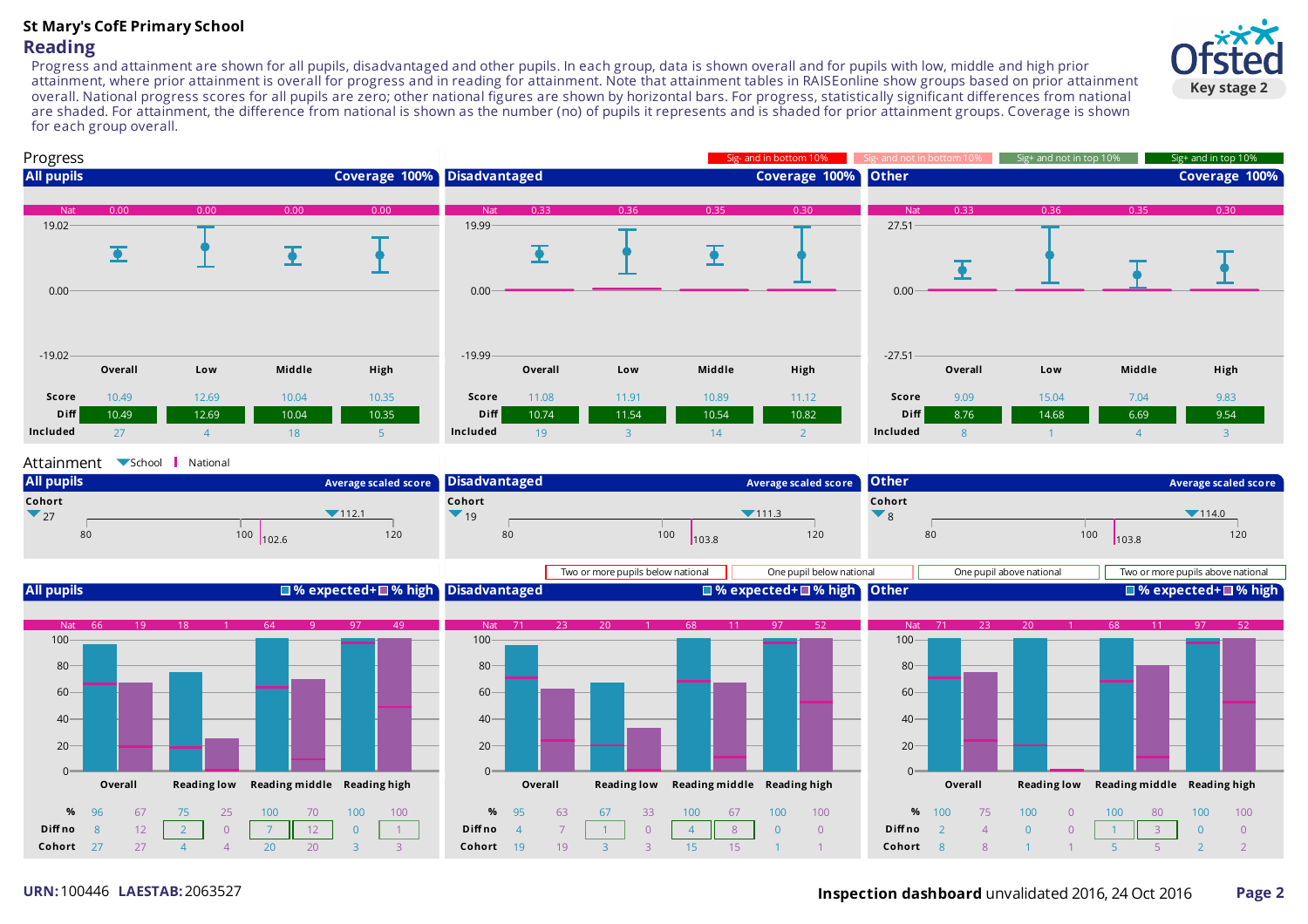St Mary's CofE Primary School

# Reading

Progress and attainment are shown for all pupils, disadvantaged and other pupils. In each group, data is shown overall and for pupils with low, middle and high prior attainment, where prior attainment is overall for progress and in reading for attainment. Note that attainment tables in RAISEonline show groups based on prior attainment overall. National progress scores for all pupils are zero; other national figures are shown by horizontal bars. For progress, statistically significant differences from national are shaded. For attainment, the difference from national is shown as the number (no) of pupils it represents and is shaded for prior attainment groups. Coverage is shown for each group overall.

## Progress

Key: Sig- and in bottom 10% | Sig- and not in bottom 10% | Sig+ and not in top 10% | Sig+ and in top 10%

### All pupils (Coverage 100%)

| | Overall | Low | Middle | High |
|---|---|---|---|---|
| Nat | 0.00 | 0.00 | 0.00 | 0.00 |
| Score | 10.49 | 12.69 | 10.04 | 10.35 |
| Diff | 10.49 | 12.69 | 10.04 | 10.35 |
| Included | 27 | 4 | 18 | 5 |

### Disadvantaged (Coverage 100%)

| | Overall | Low | Middle | High |
|---|---|---|---|---|
| Nat | 0.33 | 0.36 | 0.35 | 0.30 |
| Score | 11.08 | 11.91 | 10.89 | 11.12 |
| Diff | 10.74 | 11.54 | 10.54 | 10.82 |
| Included | 19 | 3 | 14 | 2 |

### Other (Coverage 100%)

| | Overall | Low | Middle | High |
|---|---|---|---|---|
| Nat | 0.33 | 0.36 | 0.35 | 0.30 |
| Score | 9.09 | 15.04 | 7.04 | 9.83 |
| Diff | 8.76 | 14.68 | 6.69 | 9.54 |
| Included | 8 | 1 | 4 | 3 |

## Attainment

Average scaled score (School / National)

| Group | Cohort | School | National |
|---|---|---|---|
| All pupils | 27 | 112.1 | 102.6 |
| Disadvantaged | 19 | 111.3 | 103.8 |
| Other | 8 | 114.0 | 103.8 |

Key: Two or more pupils below national | One pupil below national | One pupil above national | Two or more pupils above national

### All pupils (% expected+ / % high)

| | Overall exp+ | Overall high | Reading low exp+ | Reading low high | Reading middle exp+ | Reading middle high | Reading high exp+ | Reading high high |
|---|---|---|---|---|---|---|---|---|
| Nat | 66 | 19 | 18 | 1 | 64 | 9 | 97 | 49 |
| % | 96 | 67 | 75 | 25 | 100 | 70 | 100 | 100 |
| Diff no | 8 | 12 | 2 | 0 | 7 | 12 | 0 | 1 |
| Cohort | 27 | 27 | 4 | 4 | 20 | 20 | 3 | 3 |

### Disadvantaged (% expected+ / % high)

| | Overall exp+ | Overall high | Reading low exp+ | Reading low high | Reading middle exp+ | Reading middle high | Reading high exp+ | Reading high high |
|---|---|---|---|---|---|---|---|---|
| Nat | 71 | 23 | 20 | 1 | 68 | 11 | 97 | 52 |
| % | 95 | 63 | 67 | 33 | 100 | 67 | 100 | 100 |
| Diff no | 4 | 7 | 1 | 0 | 4 | 8 | 0 | 0 |
| Cohort | 19 | 19 | 3 | 3 | 15 | 15 | 1 | 1 |

### Other (% expected+ / % high)

| | Overall exp+ | Overall high | Reading low exp+ | Reading low high | Reading middle exp+ | Reading middle high | Reading high exp+ | Reading high high |
|---|---|---|---|---|---|---|---|---|
| Nat | 71 | 23 | 20 | 1 | 68 | 11 | 97 | 52 |
| % | 100 | 75 | 100 | 0 | 100 | 80 | 100 | 100 |
| Diff no | 2 | 4 | 0 | 0 | 1 | 3 | 0 | 0 |
| Cohort | 8 | 8 | 1 | 1 | 5 | 5 | 2 | 2 |

URN: 100446 LAESTAB: 2063527

**Inspection dashboard** unvalidated 2016, 24 Oct 2016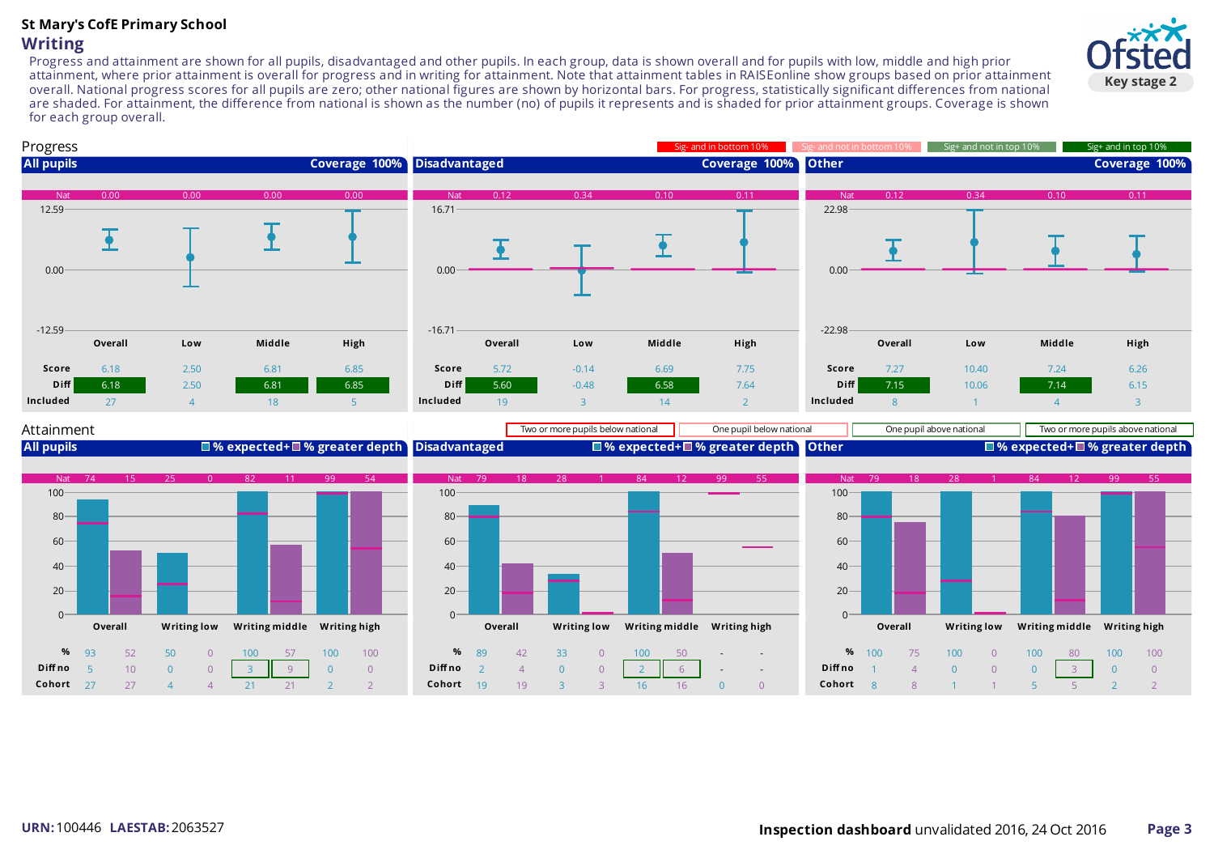# St Mary's CofE Primary School

## Writing

Progress and attainment are shown for all pupils, disadvantaged and other pupils. In each group, data is shown overall and for pupils with low, middle and high prior attainment, where prior attainment is overall for progress and in writing for attainment. Note that attainment tables in RAISEonline show groups based on prior attainment overall. National progress scores for all pupils are zero; other national figures are shown by horizontal bars. For progress, statistically significant differences from national are shaded. For attainment, the difference from national is shown as the number (no) of pupils it represents and is shaded for prior attainment groups. Coverage is shown for each group overall.

### Progress

Key: Sig- and in bottom 10% | Sig- and not in bottom 10% | Sig+ and not in top 10% | Sig+ and in top 10%

**All pupils** — Coverage 100%

| | Overall | Low | Middle | High |
|---|---|---|---|---|
| Nat | 0.00 | 0.00 | 0.00 | 0.00 |
| Score | 6.18 | 2.50 | 6.81 | 6.85 |
| Diff | 6.18 | 2.50 | 6.81 | 6.85 |
| Included | 27 | 4 | 18 | 5 |

**Disadvantaged** — Coverage 100%

| | Overall | Low | Middle | High |
|---|---|---|---|---|
| Nat | 0.12 | 0.34 | 0.10 | 0.11 |
| Score | 5.72 | -0.14 | 6.69 | 7.75 |
| Diff | 5.60 | -0.48 | 6.58 | 7.64 |
| Included | 19 | 3 | 14 | 2 |

**Other** — Coverage 100%

| | Overall | Low | Middle | High |
|---|---|---|---|---|
| Nat | 0.12 | 0.34 | 0.10 | 0.11 |
| Score | 7.27 | 10.40 | 7.24 | 6.26 |
| Diff | 7.15 | 10.06 | 7.14 | 6.15 |
| Included | 8 | 1 | 4 | 3 |

### Attainment

Key: Two or more pupils below national | One pupil below national | One pupil above national | Two or more pupils above national

**All pupils** — % expected+ / % greater depth

| | Overall | | Writing low | | Writing middle | | Writing high | |
|---|---|---|---|---|---|---|---|---|
| Nat | 74 | 15 | 25 | 0 | 82 | 11 | 99 | 54 |
| % | 93 | 52 | 50 | 0 | 100 | 57 | 100 | 100 |
| Diff no | 5 | 10 | 0 | 0 | 3 | 9 | 0 | 0 |
| Cohort | 27 | 27 | 4 | 4 | 21 | 21 | 2 | 2 |

**Disadvantaged** — % expected+ / % greater depth

| | Overall | | Writing low | | Writing middle | | Writing high | |
|---|---|---|---|---|---|---|---|---|
| Nat | 79 | 18 | 28 | 1 | 84 | 12 | 99 | 55 |
| % | 89 | 42 | 33 | 0 | 100 | 50 | - | - |
| Diff no | 2 | 4 | 0 | 0 | 2 | 6 | - | - |
| Cohort | 19 | 19 | 3 | 3 | 16 | 16 | 0 | 0 |

**Other** — % expected+ / % greater depth

| | Overall | | Writing low | | Writing middle | | Writing high | |
|---|---|---|---|---|---|---|---|---|
| Nat | 79 | 18 | 28 | 1 | 84 | 12 | 99 | 55 |
| % | 100 | 75 | 100 | 0 | 100 | 80 | 100 | 100 |
| Diff no | 1 | 4 | 0 | 0 | 0 | 3 | 0 | 0 |
| Cohort | 8 | 8 | 1 | 1 | 5 | 5 | 2 | 2 |

**URN:** 100446 **LAESTAB:** 2063527

**Inspection dashboard** unvalidated 2016, 24 Oct 2016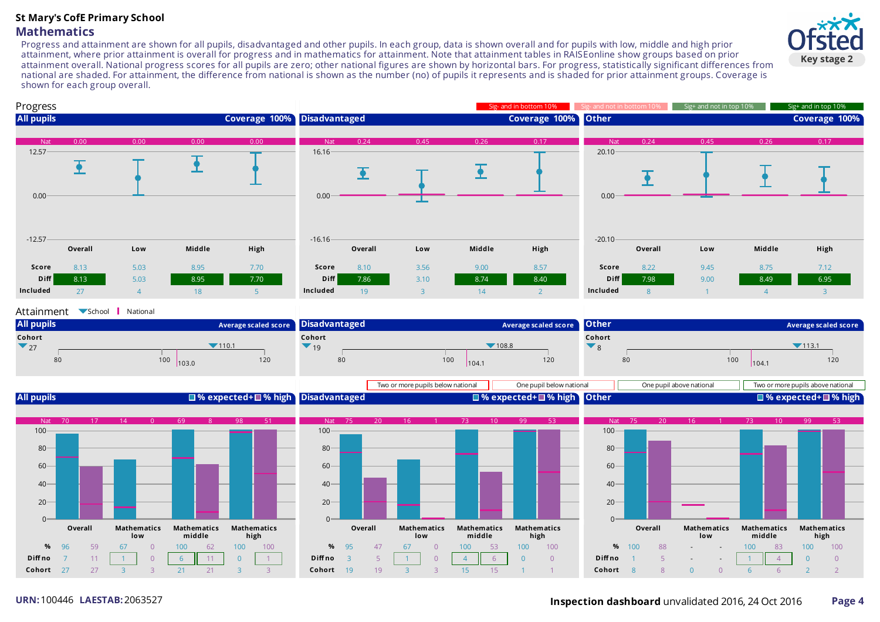**St Mary's CofE Primary School**

## Mathematics

Progress and attainment are shown for all pupils, disadvantaged and other pupils. In each group, data is shown overall and for pupils with low, middle and high prior attainment, where prior attainment is overall for progress and in mathematics for attainment. Note that attainment tables in RAISEonline show groups based on prior attainment overall. National progress scores for all pupils are zero; other national figures are shown by horizontal bars. For progress, statistically significant differences from national are shaded. For attainment, the difference from national is shown as the number (no) of pupils it represents and is shaded for prior attainment groups. Coverage is shown for each group overall.

Ofsted Key stage 2

### Progress

Sig- and in bottom 10% | Sig- and not in bottom 10% | Sig+ and not in top 10% | Sig+ and in top 10%

**All pupils** — Coverage 100%

| | Overall | Low | Middle | High |
|---|---|---|---|---|
| Nat | 0.00 | 0.00 | 0.00 | 0.00 |
| Score | 8.13 | 5.03 | 8.95 | 7.70 |
| Diff | 8.13 | 5.03 | 8.95 | 7.70 |
| Included | 27 | 4 | 18 | 5 |

**Disadvantaged** — Coverage 100%

| | Overall | Low | Middle | High |
|---|---|---|---|---|
| Nat | 0.24 | 0.45 | 0.26 | 0.17 |
| Score | 8.10 | 3.56 | 9.00 | 8.57 |
| Diff | 7.86 | 3.10 | 8.74 | 8.40 |
| Included | 19 | 3 | 14 | 2 |

**Other** — Coverage 100%

| | Overall | Low | Middle | High |
|---|---|---|---|---|
| Nat | 0.24 | 0.45 | 0.26 | 0.17 |
| Score | 8.22 | 9.45 | 8.75 | 7.12 |
| Diff | 7.98 | 9.00 | 8.49 | 6.95 |
| Included | 8 | 1 | 4 | 3 |

### Attainment

School | National

Average scaled score

| Group | Cohort | School | National |
|---|---|---|---|
| All pupils | 27 | 110.1 | 103.0 |
| Disadvantaged | 19 | 108.8 | 104.1 |
| Other | 8 | 113.1 | 104.1 |

Two or more pupils below national | One pupil below national | One pupil above national | Two or more pupils above national

**All pupils** — % expected+ / % high

| | Overall exp+ | Overall high | Mathematics low exp+ | Mathematics low high | Mathematics middle exp+ | Mathematics middle high | Mathematics high exp+ | Mathematics high high |
|---|---|---|---|---|---|---|---|---|
| Nat | 70 | 17 | 14 | 0 | 69 | 8 | 98 | 51 |
| % | 96 | 59 | 67 | 0 | 100 | 62 | 100 | 100 |
| Diff no | 7 | 11 | 1 | 0 | 6 | 11 | 0 | 1 |
| Cohort | 27 | 27 | 3 | 3 | 21 | 21 | 3 | 3 |

**Disadvantaged** — % expected+ / % high

| | Overall exp+ | Overall high | Mathematics low exp+ | Mathematics low high | Mathematics middle exp+ | Mathematics middle high | Mathematics high exp+ | Mathematics high high |
|---|---|---|---|---|---|---|---|---|
| Nat | 75 | 20 | 16 | 1 | 73 | 10 | 99 | 53 |
| % | 95 | 47 | 67 | 0 | 100 | 53 | 100 | 100 |
| Diff no | 3 | 5 | 1 | 0 | 4 | 6 | 0 | 0 |
| Cohort | 19 | 19 | 3 | 3 | 15 | 15 | 1 | 1 |

**Other** — % expected+ / % high

| | Overall exp+ | Overall high | Mathematics low exp+ | Mathematics low high | Mathematics middle exp+ | Mathematics middle high | Mathematics high exp+ | Mathematics high high |
|---|---|---|---|---|---|---|---|---|
| Nat | 75 | 20 | 16 | 1 | 73 | 10 | 99 | 53 |
| % | 100 | 88 | - | - | 100 | 83 | 100 | 100 |
| Diff no | 1 | 5 | - | - | 1 | 4 | 0 | 0 |
| Cohort | 8 | 8 | 0 | 0 | 6 | 6 | 2 | 2 |

**URN:** 100446 **LAESTAB:** 2063527

**Inspection dashboard** unvalidated 2016, 24 Oct 2016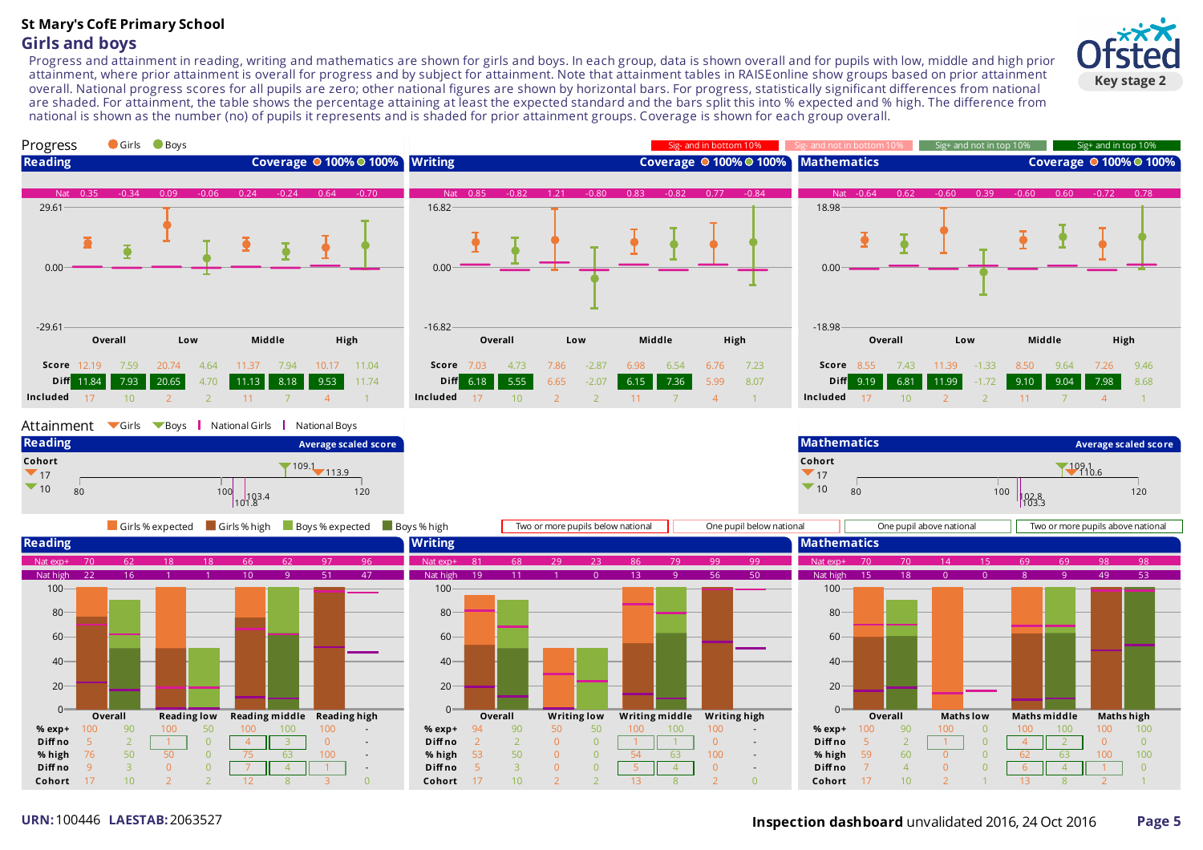# St Mary's CofE Primary School

## Girls and boys

Progress and attainment in reading, writing and mathematics are shown for girls and boys. In each group, data is shown overall and for pupils with low, middle and high prior attainment, where prior attainment is overall for progress and by subject for attainment. Note that attainment tables in RAISEonline show groups based on prior attainment overall. National progress scores for all pupils are zero; other national figures are shown by horizontal bars. For progress, statistically significant differences from national are shaded. For attainment, the table shows the percentage attaining at least the expected standard and the bars split this into % expected and % high. The difference from national is shown as the number (no) of pupils it represents and is shaded for prior attainment groups. Coverage is shown for each group overall.

Ofsted Key stage 2

## Progress

Girls / Boys

Legend: Sig- and in bottom 10% | Sig- and not in bottom 10% | Sig+ and not in top 10% | Sig+ and in top 10%

### Reading — Coverage: Girls 100%, Boys 100%

| | Overall Girls | Overall Boys | Low Girls | Low Boys | Middle Girls | Middle Boys | High Girls | High Boys |
|---|---|---|---|---|---|---|---|---|
| Nat | 0.35 | -0.34 | 0.09 | -0.06 | 0.24 | -0.24 | 0.64 | -0.70 |
| Score | 12.19 | 7.59 | 20.74 | 4.64 | 11.37 | 7.94 | 10.17 | 11.04 |
| Diff | 11.84 | 7.93 | 20.65 | 4.70 | 11.13 | 8.18 | 9.53 | 11.74 |
| Included | 17 | 10 | 2 | 2 | 11 | 7 | 4 | 1 |

Axis: 29.61, 0.00, -29.61

### Writing — Coverage: Girls 100%, Boys 100%

| | Overall Girls | Overall Boys | Low Girls | Low Boys | Middle Girls | Middle Boys | High Girls | High Boys |
|---|---|---|---|---|---|---|---|---|
| Nat | 0.85 | -0.82 | 1.21 | -0.80 | 0.83 | -0.82 | 0.77 | -0.84 |
| Score | 7.03 | 4.73 | 7.86 | -2.87 | 6.98 | 6.54 | 6.76 | 7.23 |
| Diff | 6.18 | 5.55 | 6.65 | -2.07 | 6.15 | 7.36 | 5.99 | 8.07 |
| Included | 17 | 10 | 2 | 2 | 11 | 7 | 4 | 1 |

Axis: 16.82, 0.00, -16.82

### Mathematics — Coverage: Girls 100%, Boys 100%

| | Overall Girls | Overall Boys | Low Girls | Low Boys | Middle Girls | Middle Boys | High Girls | High Boys |
|---|---|---|---|---|---|---|---|---|
| Nat | -0.64 | 0.62 | -0.60 | 0.39 | -0.60 | 0.60 | -0.72 | 0.78 |
| Score | 8.55 | 7.43 | 11.39 | -1.33 | 8.50 | 9.64 | 7.26 | 9.46 |
| Diff | 9.19 | 6.81 | 11.99 | -1.72 | 9.10 | 9.04 | 7.98 | 8.68 |
| Included | 17 | 10 | 2 | 2 | 11 | 7 | 4 | 1 |

Axis: 18.98, 0.00, -18.98

## Attainment

Girls / Boys / National Girls / National Boys

### Reading — Average scaled score

| Cohort | Score | National |
|---|---|---|
| Girls 17 | 113.9 | 103.4 |
| Boys 10 | 109.1 | 101.8 |

Axis: 80, 100, 120

### Mathematics — Average scaled score

| Cohort | Score | National |
|---|---|---|
| Girls 17 | 110.6 | 103.3 |
| Boys 10 | 109.1 | 102.8 |

Axis: 80, 100, 120

Legend: Girls % expected | Girls % high | Boys % expected | Boys % high

Two or more pupils below national | One pupil below national | One pupil above national | Two or more pupils above national

### Reading

| | Overall Girls | Overall Boys | Reading low Girls | Reading low Boys | Reading middle Girls | Reading middle Boys | Reading high Girls | Reading high Boys |
|---|---|---|---|---|---|---|---|---|
| Nat exp+ | 70 | 62 | 18 | 18 | 66 | 62 | 97 | 96 |
| Nat high | 22 | 16 | 1 | 1 | 10 | 9 | 51 | 47 |
| % exp+ | 100 | 90 | 100 | 50 | 100 | 100 | 100 | - |
| Diff no | 5 | 2 | 1 | 0 | 4 | 3 | 0 | - |
| % high | 76 | 50 | 50 | 0 | 75 | 63 | 100 | - |
| Diff no | 9 | 3 | 0 | 0 | 7 | 4 | 1 | - |
| Cohort | 17 | 10 | 2 | 2 | 12 | 8 | 3 | 0 |

### Writing

| | Overall Girls | Overall Boys | Writing low Girls | Writing low Boys | Writing middle Girls | Writing middle Boys | Writing high Girls | Writing high Boys |
|---|---|---|---|---|---|---|---|---|
| Nat exp+ | 81 | 68 | 29 | 23 | 86 | 79 | 99 | 99 |
| Nat high | 19 | 11 | 1 | 0 | 13 | 9 | 56 | 50 |
| % exp+ | 94 | 90 | 50 | 50 | 100 | 100 | 100 | - |
| Diff no | 2 | 2 | 0 | 0 | 1 | 1 | 0 | - |
| % high | 53 | 50 | 0 | 0 | 54 | 63 | 100 | - |
| Diff no | 5 | 3 | 0 | 0 | 5 | 4 | 0 | - |
| Cohort | 17 | 10 | 2 | 2 | 13 | 8 | 2 | 0 |

### Mathematics

| | Overall Girls | Overall Boys | Maths low Girls | Maths low Boys | Maths middle Girls | Maths middle Boys | Maths high Girls | Maths high Boys |
|---|---|---|---|---|---|---|---|---|
| Nat exp+ | 70 | 70 | 14 | 15 | 69 | 69 | 98 | 98 |
| Nat high | 15 | 18 | 0 | 0 | 8 | 9 | 49 | 53 |
| % exp+ | 100 | 90 | 100 | 0 | 100 | 100 | 100 | 100 |
| Diff no | 5 | 2 | 1 | 0 | 4 | 2 | 0 | 0 |
| % high | 59 | 60 | 0 | 0 | 62 | 63 | 100 | 100 |
| Diff no | 7 | 4 | 0 | 0 | 6 | 4 | 1 | 0 |
| Cohort | 17 | 10 | 2 | 1 | 13 | 8 | 2 | 1 |

**URN:** 100446 **LAESTAB:** 2063527

**Inspection dashboard** unvalidated 2016, 24 Oct 2016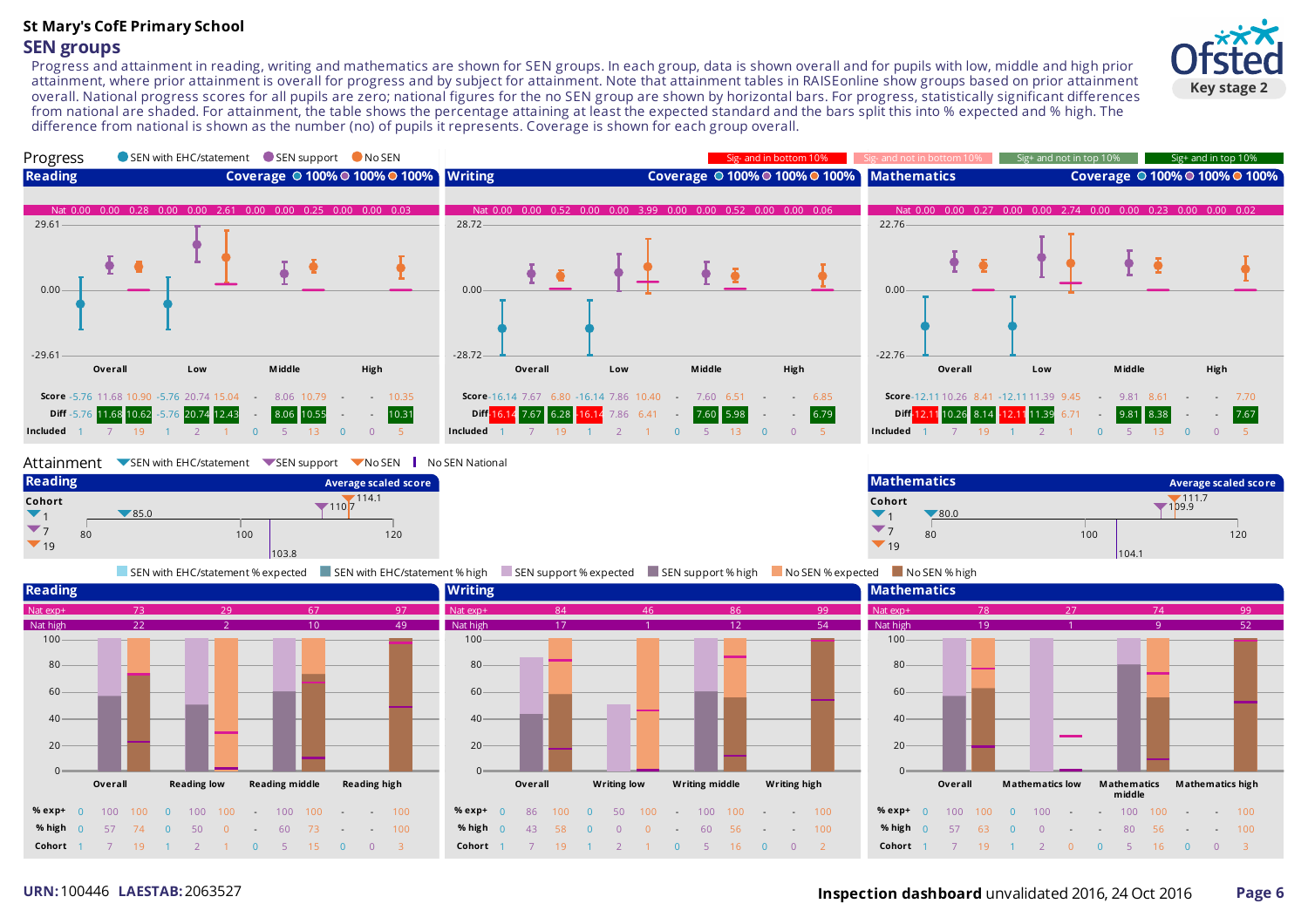**St Mary's CofE Primary School**

## SEN groups

Progress and attainment in reading, writing and mathematics are shown for SEN groups. In each group, data is shown overall and for pupils with low, middle and high prior attainment, where prior attainment is overall for progress and by subject for attainment. Note that attainment tables in RAISEonline show groups based on prior attainment overall. National progress scores for all pupils are zero; national figures for the no SEN group are shown by horizontal bars. For progress, statistically significant differences from national are shaded. For attainment, the table shows the percentage attaining at least the expected standard and the bars split this into % expected and % high. The difference from national is shown as the number (no) of pupils it represents. Coverage is shown for each group overall.

### Progress

Key: SEN with EHC/statement; SEN support; No SEN. Sig- and in bottom 10%; Sig- and not in bottom 10%; Sig+ and not in top 10%; Sig+ and in top 10%

#### Reading — Coverage: 100% / 100% / 100%

| | Overall EHC | Overall Support | Overall No SEN | Low EHC | Low Support | Low No SEN | Middle EHC | Middle Support | Middle No SEN | High EHC | High Support | High No SEN |
|---|---|---|---|---|---|---|---|---|---|---|---|---|
| Nat | 0.00 | 0.00 | 0.28 | 0.00 | 0.00 | 2.61 | 0.00 | 0.00 | 0.25 | 0.00 | 0.00 | 0.03 |
| Score | -5.76 | 11.68 | 10.90 | -5.76 | 20.74 | 15.04 | - | 8.06 | 10.79 | - | - | 10.35 |
| Diff | -5.76 | 11.68 | 10.62 | -5.76 | 20.74 | 12.43 | - | 8.06 | 10.55 | - | - | 10.31 |
| Included | 1 | 7 | 19 | 1 | 2 | 1 | 0 | 5 | 13 | 0 | 0 | 5 |

#### Writing — Coverage: 100% / 100% / 100%

| | Overall EHC | Overall Support | Overall No SEN | Low EHC | Low Support | Low No SEN | Middle EHC | Middle Support | Middle No SEN | High EHC | High Support | High No SEN |
|---|---|---|---|---|---|---|---|---|---|---|---|---|
| Nat | 0.00 | 0.00 | 0.52 | 0.00 | 0.00 | 3.99 | 0.00 | 0.00 | 0.52 | 0.00 | 0.00 | 0.06 |
| Score | -16.14 | 7.67 | 6.80 | -16.14 | 7.86 | 10.40 | - | 7.60 | 6.51 | - | - | 6.85 |
| Diff | -16.14 | 7.67 | 6.28 | -16.14 | 7.86 | 6.41 | - | 7.60 | 5.98 | - | - | 6.79 |
| Included | 1 | 7 | 19 | 1 | 2 | 1 | 0 | 5 | 13 | 0 | 0 | 5 |

#### Mathematics — Coverage: 100% / 100% / 100%

| | Overall EHC | Overall Support | Overall No SEN | Low EHC | Low Support | Low No SEN | Middle EHC | Middle Support | Middle No SEN | High EHC | High Support | High No SEN |
|---|---|---|---|---|---|---|---|---|---|---|---|---|
| Nat | 0.00 | 0.00 | 0.27 | 0.00 | 0.00 | 2.74 | 0.00 | 0.00 | 0.23 | 0.00 | 0.00 | 0.02 |
| Score | -12.11 | 10.26 | 8.41 | -12.11 | 11.39 | 9.45 | - | 9.81 | 8.61 | - | - | 7.70 |
| Diff | -12.11 | 10.26 | 8.14 | -12.11 | 11.39 | 6.71 | - | 9.81 | 8.38 | - | - | 7.67 |
| Included | 1 | 7 | 19 | 1 | 2 | 1 | 0 | 5 | 13 | 0 | 0 | 5 |

### Attainment

Key: SEN with EHC/statement; SEN support; No SEN; No SEN National

#### Reading — Average scaled score

| Cohort | | Score |
|---|---|---|
| SEN with EHC/statement | 1 | 85.0 |
| SEN support | 7 | 110.7 |
| No SEN | 19 | 114.1 |
| No SEN National | | 103.8 |

#### Mathematics — Average scaled score

| Cohort | | Score |
|---|---|---|
| SEN with EHC/statement | 1 | 80.0 |
| SEN support | 7 | 109.9 |
| No SEN | 19 | 111.7 |
| No SEN National | | 104.1 |

Key: SEN with EHC/statement % expected; SEN with EHC/statement % high; SEN support % expected; SEN support % high; No SEN % expected; No SEN % high

#### Reading

| | Overall EHC | Overall Support | Overall No SEN | Reading low EHC | Reading low Support | Reading low No SEN | Reading middle EHC | Reading middle Support | Reading middle No SEN | Reading high EHC | Reading high Support | Reading high No SEN |
|---|---|---|---|---|---|---|---|---|---|---|---|---|
| Nat exp+ | | | 73 | | | 29 | | | 67 | | | 97 |
| Nat high | | | 22 | | | 2 | | | 10 | | | 49 |
| % exp+ | 0 | 100 | 100 | 0 | 100 | 100 | - | 100 | 100 | - | - | 100 |
| % high | 0 | 57 | 74 | 0 | 50 | 0 | - | 60 | 73 | - | - | 100 |
| Cohort | 1 | 7 | 19 | 1 | 2 | 1 | 0 | 5 | 15 | 0 | 0 | 3 |

#### Writing

| | Overall EHC | Overall Support | Overall No SEN | Writing low EHC | Writing low Support | Writing low No SEN | Writing middle EHC | Writing middle Support | Writing middle No SEN | Writing high EHC | Writing high Support | Writing high No SEN |
|---|---|---|---|---|---|---|---|---|---|---|---|---|
| Nat exp+ | | | 84 | | | 46 | | | 86 | | | 99 |
| Nat high | | | 17 | | | 1 | | | 12 | | | 54 |
| % exp+ | 0 | 86 | 100 | 0 | 50 | 100 | - | 100 | 100 | - | - | 100 |
| % high | 0 | 43 | 58 | 0 | 0 | 0 | - | 60 | 56 | - | - | 100 |
| Cohort | 1 | 7 | 19 | 1 | 2 | 1 | 0 | 5 | 16 | 0 | 0 | 2 |

#### Mathematics

| | Overall EHC | Overall Support | Overall No SEN | Mathematics low EHC | Mathematics low Support | Mathematics low No SEN | Mathematics middle EHC | Mathematics middle Support | Mathematics middle No SEN | Mathematics high EHC | Mathematics high Support | Mathematics high No SEN |
|---|---|---|---|---|---|---|---|---|---|---|---|---|
| Nat exp+ | | | 78 | | | 27 | | | 74 | | | 99 |
| Nat high | | | 19 | | | 1 | | | 9 | | | 52 |
| % exp+ | 0 | 100 | 100 | 0 | 100 | - | 0 | 100 | 100 | - | - | 100 |
| % high | 0 | 57 | 63 | 0 | 0 | - | 0 | 80 | 56 | - | - | 100 |
| Cohort | 1 | 7 | 19 | 1 | 2 | 0 | 0 | 5 | 16 | 0 | 0 | 3 |

**URN:** 100446 **LAESTAB:** 2063527

**Inspection dashboard** unvalidated 2016, 24 Oct 2016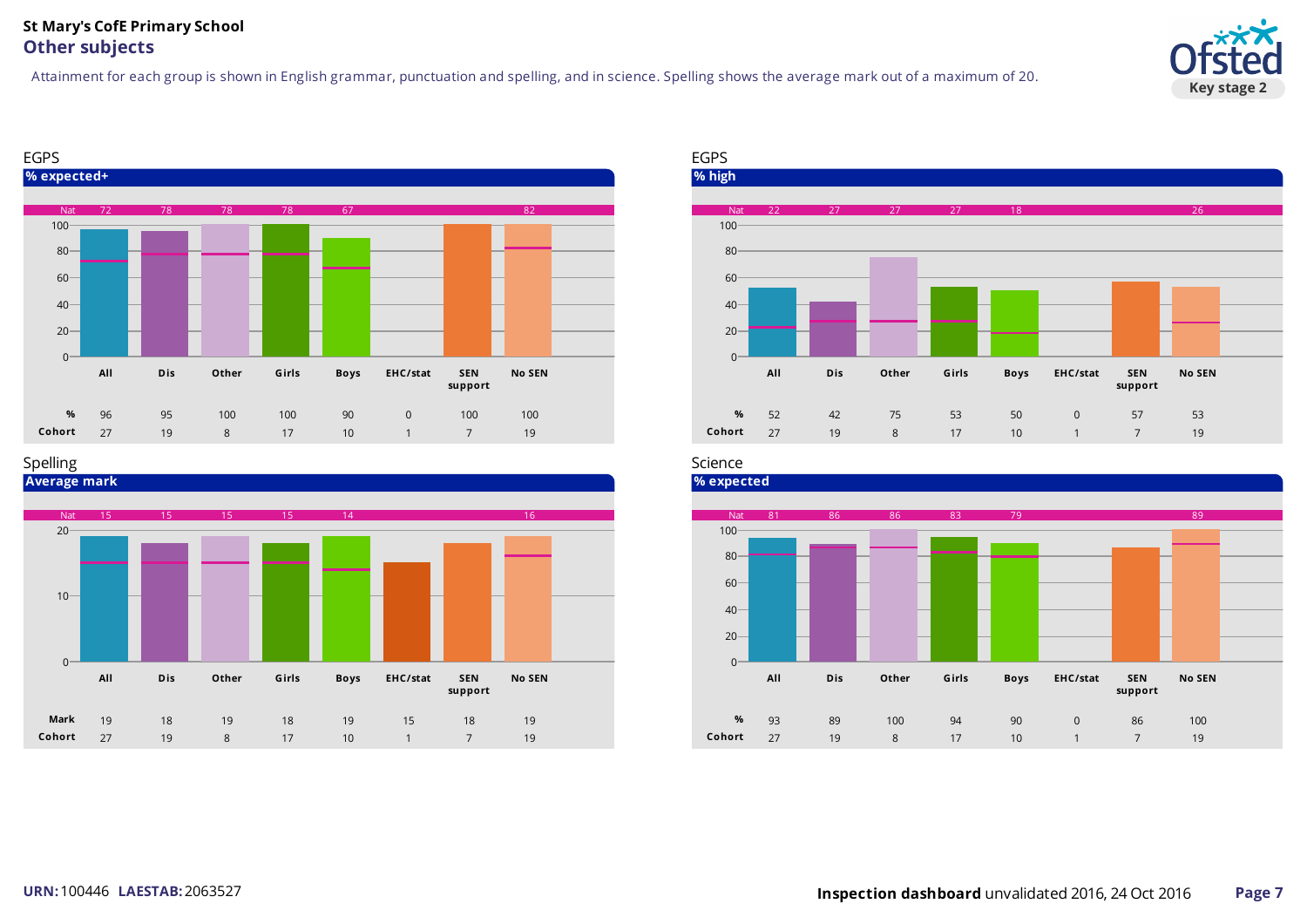**St Mary's CofE Primary School**

## Other subjects

Attainment for each group is shown in English grammar, punctuation and spelling, and in science. Spelling shows the average mark out of a maximum of 20.

### EGPS

**% expected+**

| | All | Dis | Other | Girls | Boys | EHC/stat | SEN support | No SEN |
|---|---|---|---|---|---|---|---|---|
| Nat | 72 | 78 | 78 | 78 | 67 | | | 82 |
| % | 96 | 95 | 100 | 100 | 90 | 0 | 100 | 100 |
| Cohort | 27 | 19 | 8 | 17 | 10 | 1 | 7 | 19 |

### EGPS

**% high**

| | All | Dis | Other | Girls | Boys | EHC/stat | SEN support | No SEN |
|---|---|---|---|---|---|---|---|---|
| Nat | 22 | 27 | 27 | 27 | 18 | | | 26 |
| % | 52 | 42 | 75 | 53 | 50 | 0 | 57 | 53 |
| Cohort | 27 | 19 | 8 | 17 | 10 | 1 | 7 | 19 |

### Spelling

**Average mark**

| | All | Dis | Other | Girls | Boys | EHC/stat | SEN support | No SEN |
|---|---|---|---|---|---|---|---|---|
| Nat | 15 | 15 | 15 | 15 | 14 | | | 16 |
| Mark | 19 | 18 | 19 | 18 | 19 | 15 | 18 | 19 |
| Cohort | 27 | 19 | 8 | 17 | 10 | 1 | 7 | 19 |

### Science

**% expected**

| | All | Dis | Other | Girls | Boys | EHC/stat | SEN support | No SEN |
|---|---|---|---|---|---|---|---|---|
| Nat | 81 | 86 | 86 | 83 | 79 | | | 89 |
| % | 93 | 89 | 100 | 94 | 90 | 0 | 86 | 100 |
| Cohort | 27 | 19 | 8 | 17 | 10 | 1 | 7 | 19 |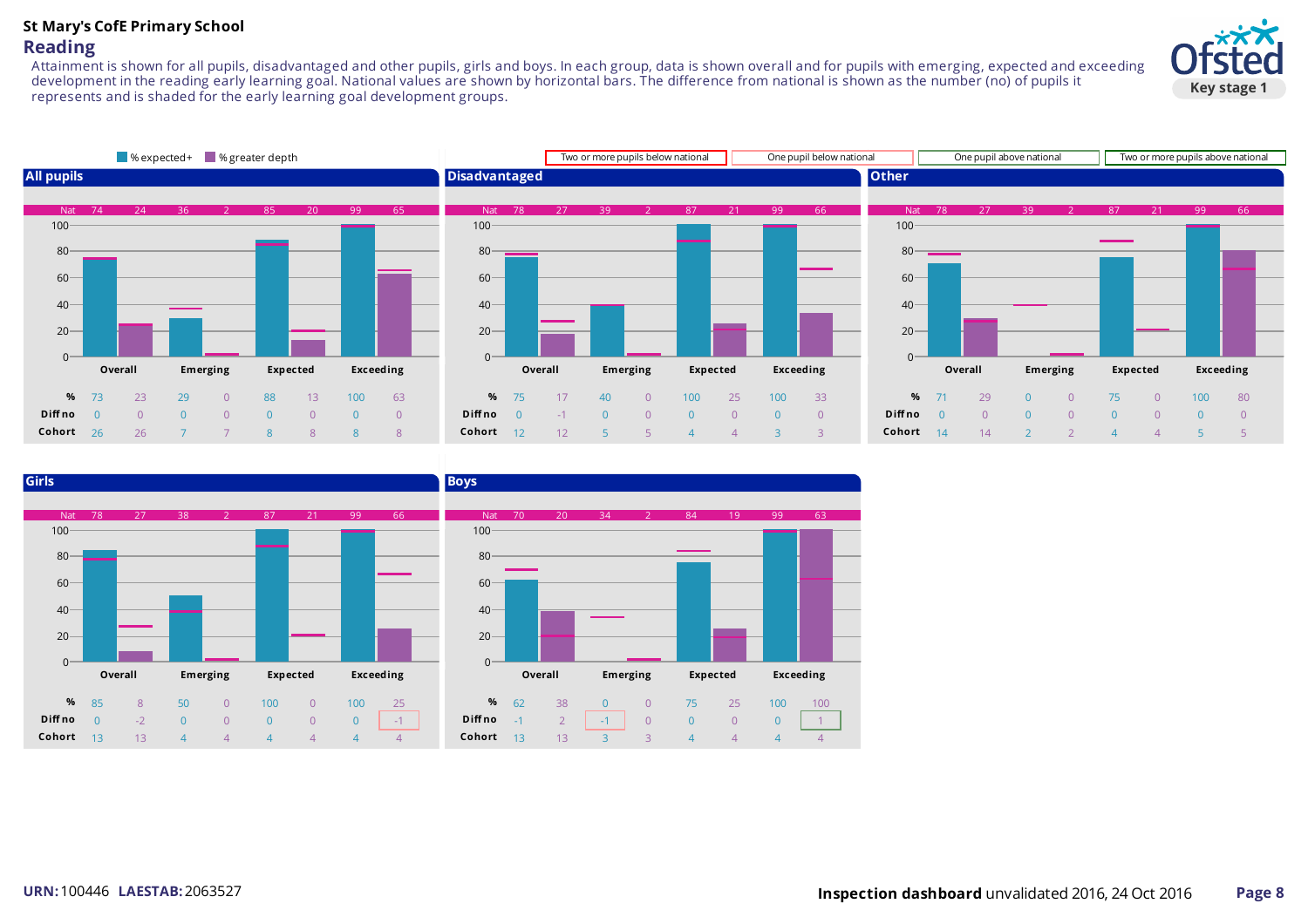**St Mary's CofE Primary School**

## Reading

Attainment is shown for all pupils, disadvantaged and other pupils, girls and boys. In each group, data is shown overall and for pupils with emerging, expected and exceeding development in the reading early learning goal. National values are shown by horizontal bars. The difference from national is shown as the number (no) of pupils it represents and is shaded for the early learning goal development groups.

**Key stage 1**

Legend: % expected+ | % greater depth

Key: Two or more pupils below national | One pupil below national | One pupil above national | Two or more pupils above national

### All pupils

| | Overall | | Emerging | | Expected | | Exceeding | |
|---|---|---|---|---|---|---|---|---|
| Nat | 74 | 24 | 36 | 2 | 85 | 20 | 99 | 65 |
| % | 73 | 23 | 29 | 0 | 88 | 13 | 100 | 63 |
| Diff no | 0 | 0 | 0 | 0 | 0 | 0 | 0 | 0 |
| Cohort | 26 | 26 | 7 | 7 | 8 | 8 | 8 | 8 |

### Disadvantaged

| | Overall | | Emerging | | Expected | | Exceeding | |
|---|---|---|---|---|---|---|---|---|
| Nat | 78 | 27 | 39 | 2 | 87 | 21 | 99 | 66 |
| % | 75 | 17 | 40 | 0 | 100 | 25 | 100 | 33 |
| Diff no | 0 | -1 | 0 | 0 | 0 | 0 | 0 | 0 |
| Cohort | 12 | 12 | 5 | 5 | 4 | 4 | 3 | 3 |

### Other

| | Overall | | Emerging | | Expected | | Exceeding | |
|---|---|---|---|---|---|---|---|---|
| Nat | 78 | 27 | 39 | 2 | 87 | 21 | 99 | 66 |
| % | 71 | 29 | 0 | 0 | 75 | 0 | 100 | 80 |
| Diff no | 0 | 0 | 0 | 0 | 0 | 0 | 0 | 0 |
| Cohort | 14 | 14 | 2 | 2 | 4 | 4 | 5 | 5 |

### Girls

| | Overall | | Emerging | | Expected | | Exceeding | |
|---|---|---|---|---|---|---|---|---|
| Nat | 78 | 27 | 38 | 2 | 87 | 21 | 99 | 66 |
| % | 85 | 8 | 50 | 0 | 100 | 0 | 100 | 25 |
| Diff no | 0 | -2 | 0 | 0 | 0 | 0 | 0 | -1 |
| Cohort | 13 | 13 | 4 | 4 | 4 | 4 | 4 | 4 |

### Boys

| | Overall | | Emerging | | Expected | | Exceeding | |
|---|---|---|---|---|---|---|---|---|
| Nat | 70 | 20 | 34 | 2 | 84 | 19 | 99 | 63 |
| % | 62 | 38 | 0 | 0 | 75 | 25 | 100 | 100 |
| Diff no | -1 | 2 | -1 | 0 | 0 | 0 | 0 | 1 |
| Cohort | 13 | 13 | 3 | 3 | 4 | 4 | 4 | 4 |

**URN:** 100446 **LAESTAB:** 2063527

**Inspection dashboard** unvalidated 2016, 24 Oct 2016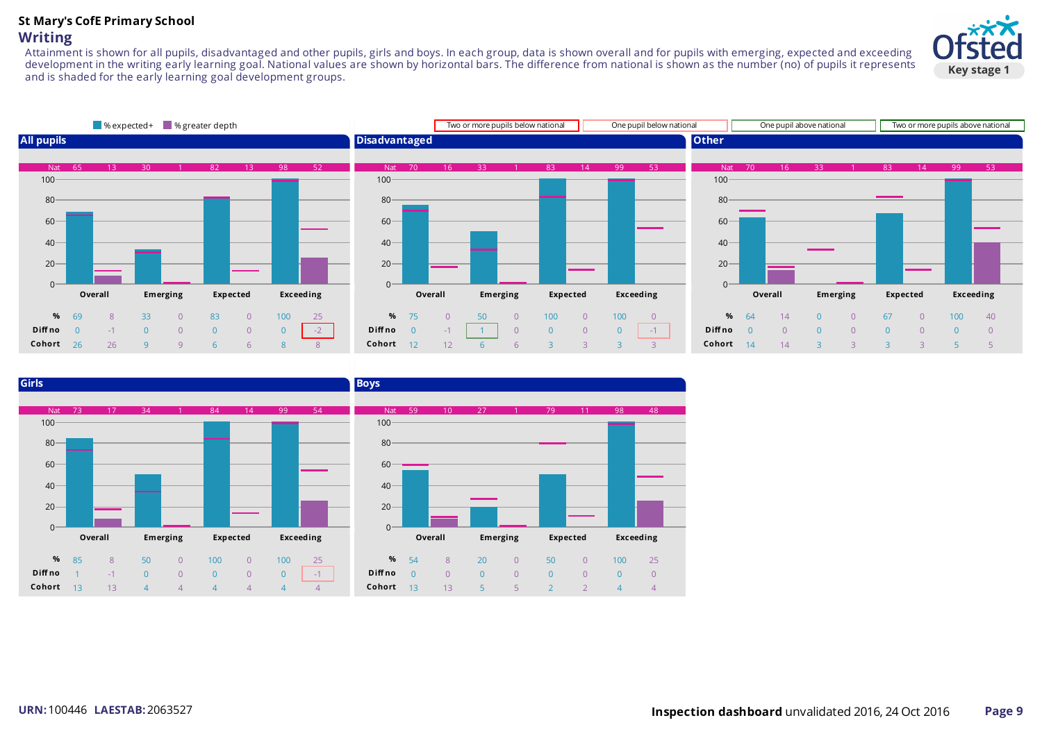# St Mary's CofE Primary School

## Writing

Attainment is shown for all pupils, disadvantaged and other pupils, girls and boys. In each group, data is shown overall and for pupils with emerging, expected and exceeding development in the writing early learning goal. National values are shown by horizontal bars. The difference from national is shown as the number (no) of pupils it represents and is shaded for the early learning goal development groups.

Ofsted Key stage 1

Legend: % expected+ | % greater depth

Key: Two or more pupils below national | One pupil below national | One pupil above national | Two or more pupils above national

### All pupils

| | Overall | | Emerging | | Expected | | Exceeding | |
|---|---|---|---|---|---|---|---|---|
| Nat | 65 | 13 | 30 | 1 | 82 | 13 | 98 | 52 |
| % | 69 | 8 | 33 | 0 | 83 | 0 | 100 | 25 |
| Diff no | 0 | -1 | 0 | 0 | 0 | 0 | 0 | -2 |
| Cohort | 26 | 26 | 9 | 9 | 6 | 6 | 8 | 8 |

### Disadvantaged

| | Overall | | Emerging | | Expected | | Exceeding | |
|---|---|---|---|---|---|---|---|---|
| Nat | 70 | 16 | 33 | 1 | 83 | 14 | 99 | 53 |
| % | 75 | 0 | 50 | 0 | 100 | 0 | 100 | 0 |
| Diff no | 0 | -1 | 1 | 0 | 0 | 0 | 0 | -1 |
| Cohort | 12 | 12 | 6 | 6 | 3 | 3 | 3 | 3 |

### Other

| | Overall | | Emerging | | Expected | | Exceeding | |
|---|---|---|---|---|---|---|---|---|
| Nat | 70 | 16 | 33 | 1 | 83 | 14 | 99 | 53 |
| % | 64 | 14 | 0 | 0 | 67 | 0 | 100 | 40 |
| Diff no | 0 | 0 | 0 | 0 | 0 | 0 | 0 | 0 |
| Cohort | 14 | 14 | 3 | 3 | 3 | 3 | 5 | 5 |

### Girls

| | Overall | | Emerging | | Expected | | Exceeding | |
|---|---|---|---|---|---|---|---|---|
| Nat | 73 | 17 | 34 | 1 | 84 | 14 | 99 | 54 |
| % | 85 | 8 | 50 | 0 | 100 | 0 | 100 | 25 |
| Diff no | 1 | -1 | 0 | 0 | 0 | 0 | 0 | -1 |
| Cohort | 13 | 13 | 4 | 4 | 4 | 4 | 4 | 4 |

### Boys

| | Overall | | Emerging | | Expected | | Exceeding | |
|---|---|---|---|---|---|---|---|---|
| Nat | 59 | 10 | 27 | 1 | 79 | 11 | 98 | 48 |
| % | 54 | 8 | 20 | 0 | 50 | 0 | 100 | 25 |
| Diff no | 0 | 0 | 0 | 0 | 0 | 0 | 0 | 0 |
| Cohort | 13 | 13 | 5 | 5 | 2 | 2 | 4 | 4 |

URN: 100446 LAESTAB: 2063527

Inspection dashboard unvalidated 2016, 24 Oct 2016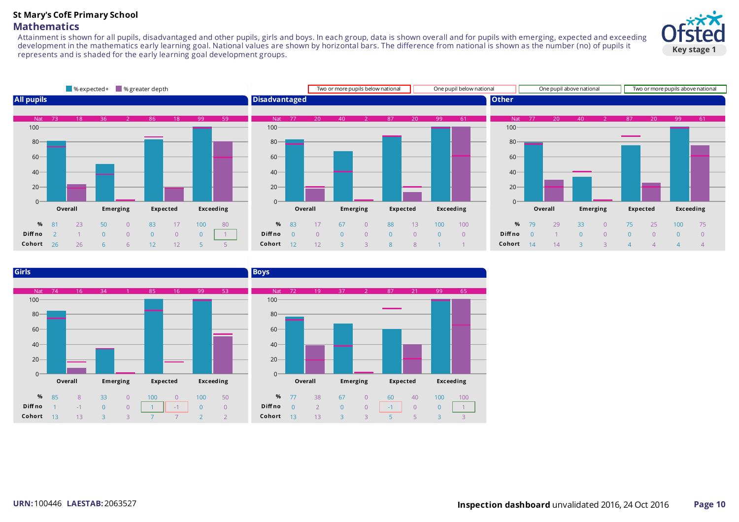**St Mary's CofE Primary School**

## Mathematics

Attainment is shown for all pupils, disadvantaged and other pupils, girls and boys. In each group, data is shown overall and for pupils with emerging, expected and exceeding development in the mathematics early learning goal. National values are shown by horizontal bars. The difference from national is shown as the number (no) of pupils it represents and is shaded for the early learning goal development groups.

Key stage 1

Legend: % expected+ | % greater depth

Two or more pupils below national | One pupil below national | One pupil above national | Two or more pupils above national

### All pupils

| | Overall | | Emerging | | Expected | | Exceeding | |
|---|---|---|---|---|---|---|---|---|
| Nat | 73 | 18 | 36 | 2 | 86 | 18 | 99 | 59 |
| % | 81 | 23 | 50 | 0 | 83 | 17 | 100 | 80 |
| Diff no | 2 | 1 | 0 | 0 | 0 | 0 | 0 | 1 |
| Cohort | 26 | 26 | 6 | 6 | 12 | 12 | 5 | 5 |

### Disadvantaged

| | Overall | | Emerging | | Expected | | Exceeding | |
|---|---|---|---|---|---|---|---|---|
| Nat | 77 | 20 | 40 | 2 | 87 | 20 | 99 | 61 |
| % | 83 | 17 | 67 | 0 | 88 | 13 | 100 | 100 |
| Diff no | 0 | 0 | 0 | 0 | 0 | 0 | 0 | 0 |
| Cohort | 12 | 12 | 3 | 3 | 8 | 8 | 1 | 1 |

### Other

| | Overall | | Emerging | | Expected | | Exceeding | |
|---|---|---|---|---|---|---|---|---|
| Nat | 77 | 20 | 40 | 2 | 87 | 20 | 99 | 61 |
| % | 79 | 29 | 33 | 0 | 75 | 25 | 100 | 75 |
| Diff no | 0 | 1 | 0 | 0 | 0 | 0 | 0 | 0 |
| Cohort | 14 | 14 | 3 | 3 | 4 | 4 | 4 | 4 |

### Girls

| | Overall | | Emerging | | Expected | | Exceeding | |
|---|---|---|---|---|---|---|---|---|
| Nat | 74 | 16 | 34 | 1 | 85 | 16 | 99 | 53 |
| % | 85 | 8 | 33 | 0 | 100 | 0 | 100 | 50 |
| Diff no | 1 | -1 | 0 | 0 | 1 | -1 | 0 | 0 |
| Cohort | 13 | 13 | 3 | 3 | 7 | 7 | 2 | 2 |

### Boys

| | Overall | | Emerging | | Expected | | Exceeding | |
|---|---|---|---|---|---|---|---|---|
| Nat | 72 | 19 | 37 | 2 | 87 | 21 | 99 | 65 |
| % | 77 | 38 | 67 | 0 | 60 | 40 | 100 | 100 |
| Diff no | 0 | 2 | 0 | 0 | -1 | 0 | 0 | 1 |
| Cohort | 13 | 13 | 3 | 3 | 5 | 5 | 3 | 3 |

**URN:** 100446 **LAESTAB:** 2063527

**Inspection dashboard** unvalidated 2016, 24 Oct 2016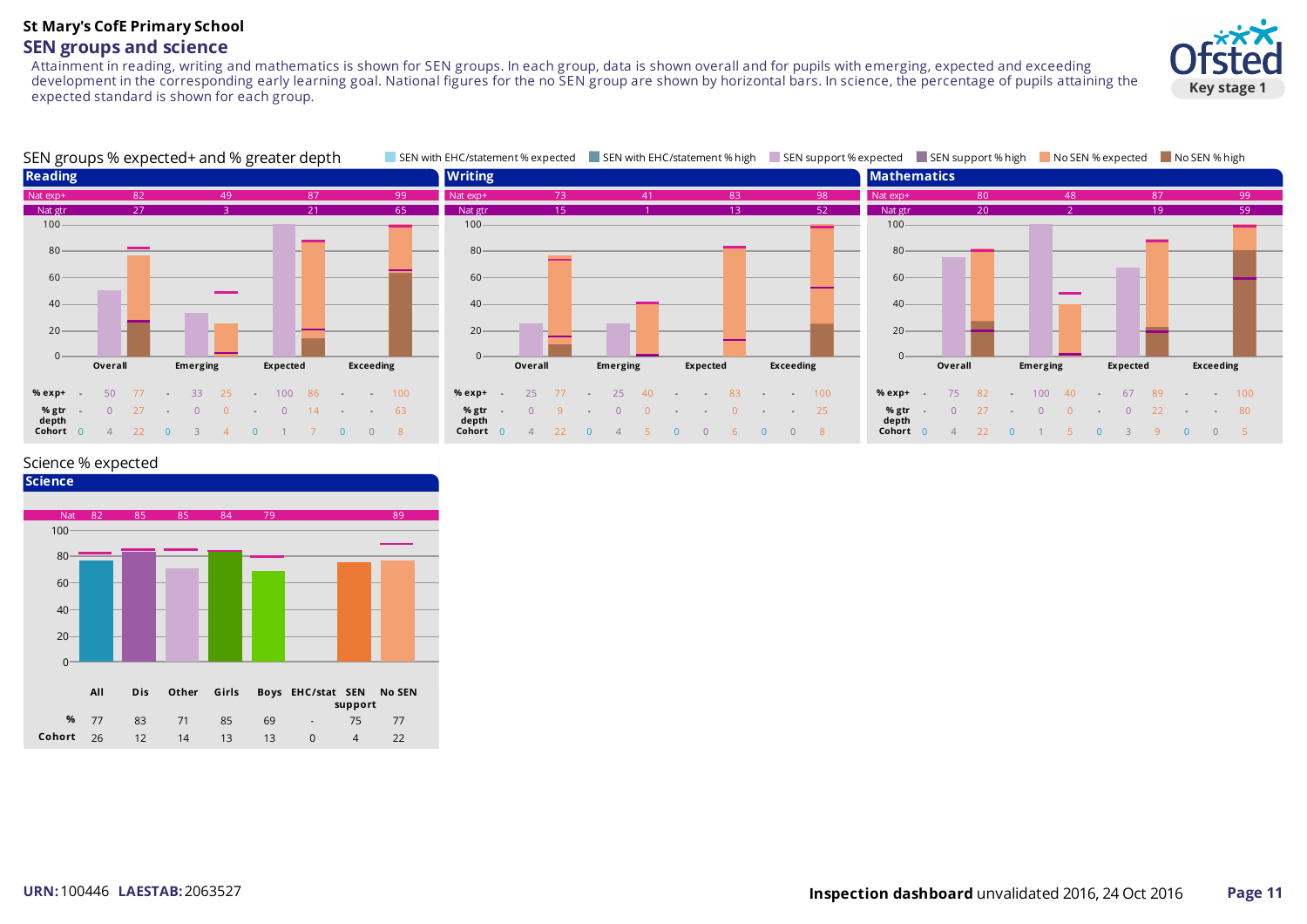**St Mary's CofE Primary School**

## SEN groups and science

Attainment in reading, writing and mathematics is shown for SEN groups. In each group, data is shown overall and for pupils with emerging, expected and exceeding development in the corresponding early learning goal. National figures for the no SEN group are shown by horizontal bars. In science, the percentage of pupils attaining the expected standard is shown for each group.

Key stage 1

### SEN groups % expected+ and % greater depth

Legend: SEN with EHC/statement % expected, SEN with EHC/statement % high, SEN support % expected, SEN support % high, No SEN % expected, No SEN % high

#### Reading

| | Overall | | | Emerging | | | Expected | | | Exceeding | | |
|---|---|---|---|---|---|---|---|---|---|---|---|---|
| Nat exp+ | | | 82 | | | 49 | | | 87 | | | 99 |
| Nat gtr | | | 27 | | | 3 | | | 21 | | | 65 |
| % exp+ | - | 50 | 77 | - | 33 | 25 | - | 100 | 86 | - | - | 100 |
| % gtr depth | - | 0 | 27 | - | 0 | 0 | - | 0 | 14 | - | - | 63 |
| Cohort | 0 | 4 | 22 | 0 | 3 | 4 | 0 | 1 | 7 | 0 | 0 | 8 |

#### Writing

| | Overall | | | Emerging | | | Expected | | | Exceeding | | |
|---|---|---|---|---|---|---|---|---|---|---|---|---|
| Nat exp+ | | | 73 | | | 41 | | | 83 | | | 98 |
| Nat gtr | | | 15 | | | 1 | | | 13 | | | 52 |
| % exp+ | - | 25 | 77 | - | 25 | 40 | - | - | 83 | - | - | 100 |
| % gtr depth | - | 0 | 9 | - | 0 | 0 | - | - | 0 | - | - | 25 |
| Cohort | 0 | 4 | 22 | 0 | 4 | 5 | 0 | 0 | 6 | 0 | 0 | 8 |

#### Mathematics

| | Overall | | | Emerging | | | Expected | | | Exceeding | | |
|---|---|---|---|---|---|---|---|---|---|---|---|---|
| Nat exp+ | | | 80 | | | 48 | | | 87 | | | 99 |
| Nat gtr | | | 20 | | | 2 | | | 19 | | | 59 |
| % exp+ | - | 75 | 82 | - | 100 | 40 | - | 67 | 89 | - | - | 100 |
| % gtr depth | - | 0 | 27 | - | 0 | 0 | - | 0 | 22 | - | - | 80 |
| Cohort | 0 | 4 | 22 | 0 | 1 | 5 | 0 | 3 | 9 | 0 | 0 | 5 |

### Science % expected

#### Science

| | All | Dis | Other | Girls | Boys | EHC/stat | SEN support | No SEN |
|---|---|---|---|---|---|---|---|---|
| Nat | 82 | 85 | 85 | 84 | 79 | | | 89 |
| % | 77 | 83 | 71 | 85 | 69 | - | 75 | 77 |
| Cohort | 26 | 12 | 14 | 13 | 13 | 0 | 4 | 22 |

**URN:** 100446 **LAESTAB:** 2063527

**Inspection dashboard** unvalidated 2016, 24 Oct 2016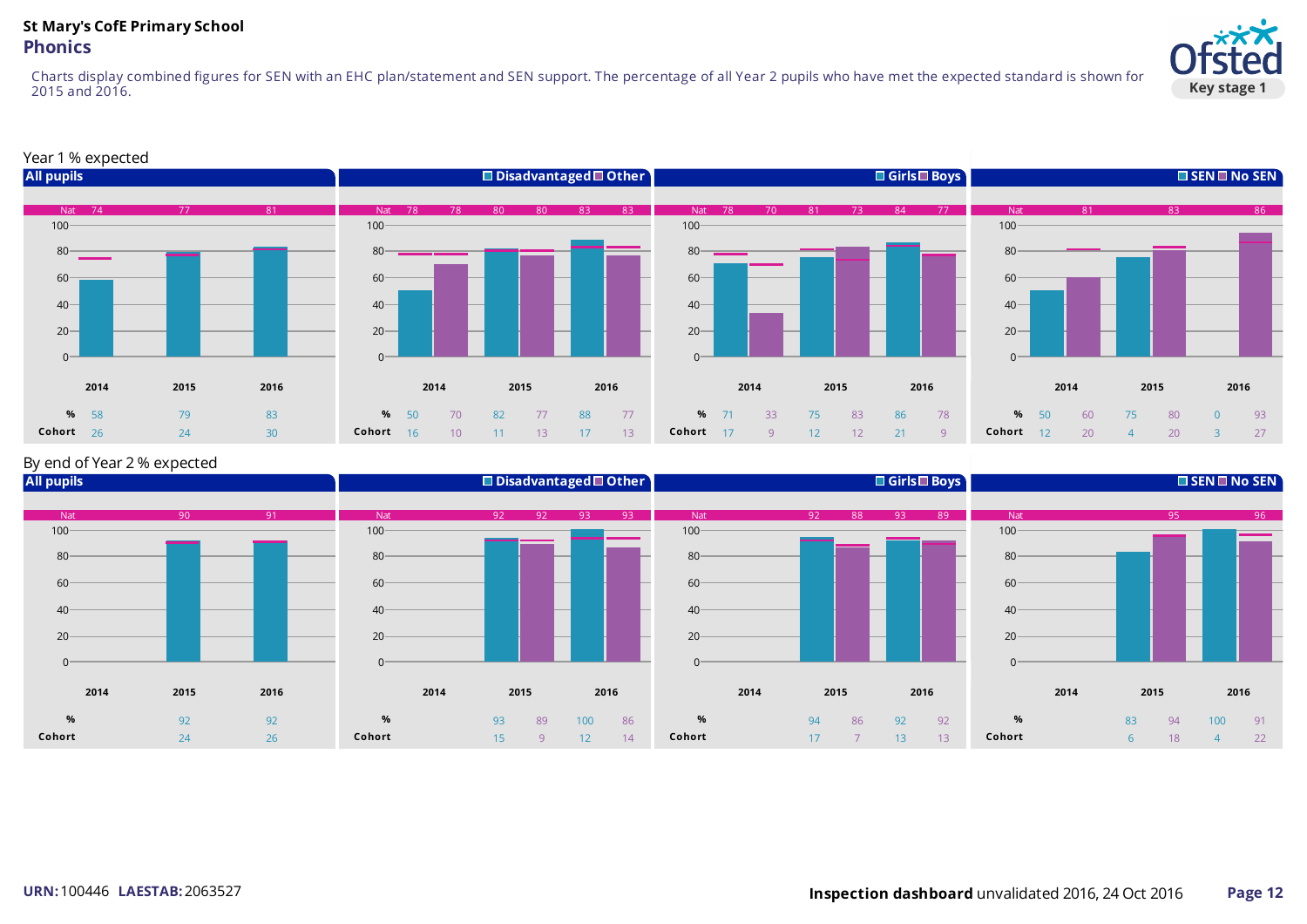**St Mary's CofE Primary School**

## Phonics

Charts display combined figures for SEN with an EHC plan/statement and SEN support. The percentage of all Year 2 pupils who have met the expected standard is shown for 2015 and 2016.

Key stage 1

### Year 1 % expected

**All pupils**

| | 2014 | 2015 | 2016 |
|---|---|---|---|
| Nat | 74 | 77 | 81 |
| % | 58 | 79 | 83 |
| Cohort | 26 | 24 | 30 |

**Disadvantaged / Other**

| | 2014 Disadvantaged | 2014 Other | 2015 Disadvantaged | 2015 Other | 2016 Disadvantaged | 2016 Other |
|---|---|---|---|---|---|---|
| Nat | 78 | 78 | 80 | 80 | 83 | 83 |
| % | 50 | 70 | 82 | 77 | 88 | 77 |
| Cohort | 16 | 10 | 11 | 13 | 17 | 13 |

**Girls / Boys**

| | 2014 Girls | 2014 Boys | 2015 Girls | 2015 Boys | 2016 Girls | 2016 Boys |
|---|---|---|---|---|---|---|
| Nat | 78 | 70 | 81 | 73 | 84 | 77 |
| % | 71 | 33 | 75 | 83 | 86 | 78 |
| Cohort | 17 | 9 | 12 | 12 | 21 | 9 |

**SEN / No SEN**

| | 2014 SEN | 2014 No SEN | 2015 SEN | 2015 No SEN | 2016 SEN | 2016 No SEN |
|---|---|---|---|---|---|---|
| Nat | | 81 | | 83 | | 86 |
| % | 50 | 60 | 75 | 80 | 0 | 93 |
| Cohort | 12 | 20 | 4 | 20 | 3 | 27 |

### By end of Year 2 % expected

**All pupils**

| | 2014 | 2015 | 2016 |
|---|---|---|---|
| Nat | | 90 | 91 |
| % | | 92 | 92 |
| Cohort | | 24 | 26 |

**Disadvantaged / Other**

| | 2014 Disadvantaged | 2014 Other | 2015 Disadvantaged | 2015 Other | 2016 Disadvantaged | 2016 Other |
|---|---|---|---|---|---|---|
| Nat | | | 92 | 92 | 93 | 93 |
| % | | | 93 | 89 | 100 | 86 |
| Cohort | | | 15 | 9 | 12 | 14 |

**Girls / Boys**

| | 2014 Girls | 2014 Boys | 2015 Girls | 2015 Boys | 2016 Girls | 2016 Boys |
|---|---|---|---|---|---|---|
| Nat | | | 92 | 88 | 93 | 89 |
| % | | | 94 | 86 | 92 | 92 |
| Cohort | | | 17 | 7 | 13 | 13 |

**SEN / No SEN**

| | 2014 SEN | 2014 No SEN | 2015 SEN | 2015 No SEN | 2016 SEN | 2016 No SEN |
|---|---|---|---|---|---|---|
| Nat | | | | 95 | | 96 |
| % | | | 83 | 94 | 100 | 91 |
| Cohort | | | 6 | 18 | 4 | 22 |

**URN:** 100446 **LAESTAB:** 2063527

**Inspection dashboard** unvalidated 2016, 24 Oct 2016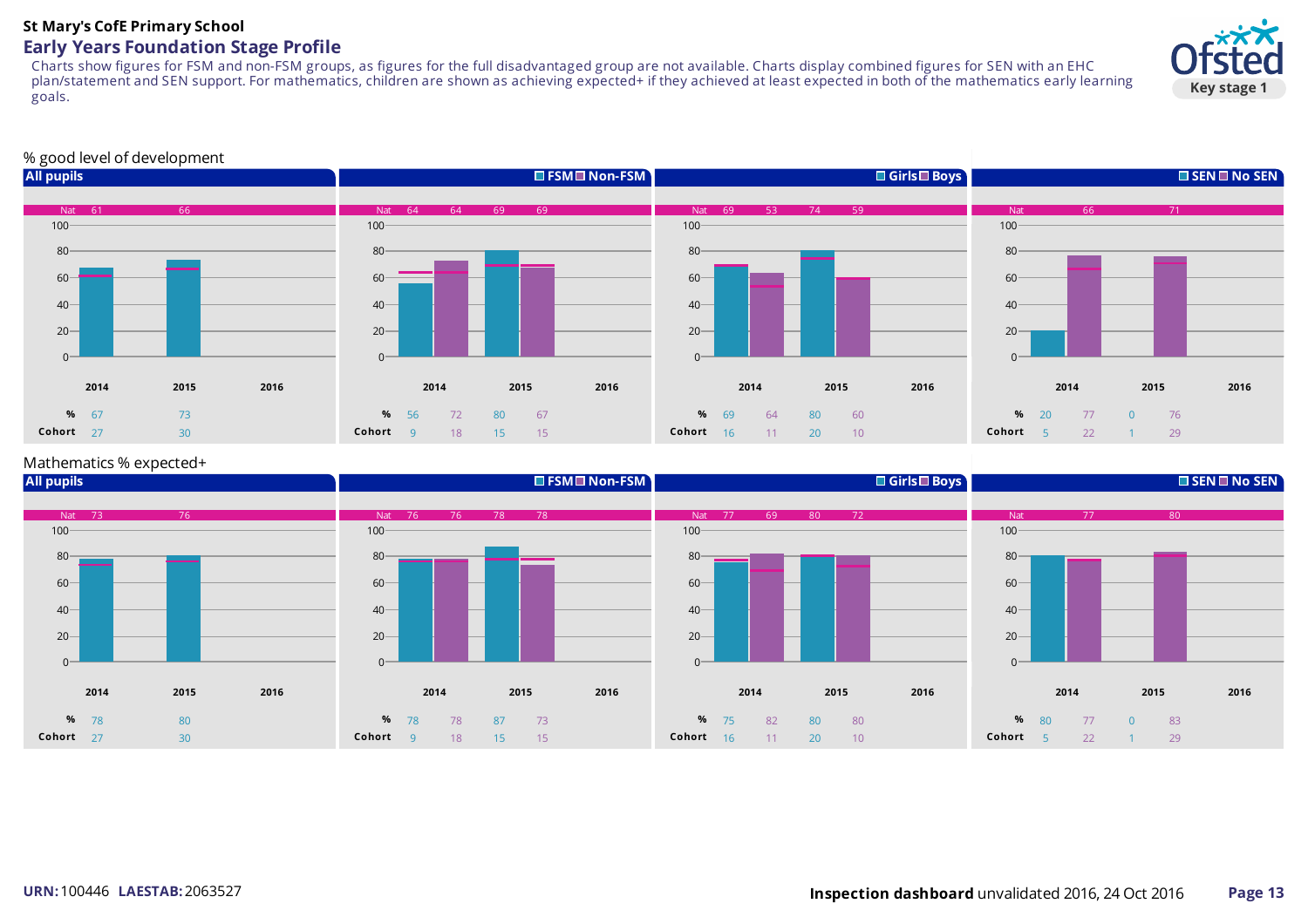**St Mary's CofE Primary School**

## Early Years Foundation Stage Profile

Charts show figures for FSM and non-FSM groups, as figures for the full disadvantaged group are not available. Charts display combined figures for SEN with an EHC plan/statement and SEN support. For mathematics, children are shown as achieving expected+ if they achieved at least expected in both of the mathematics early learning goals.

### % good level of development

**All pupils**

| | 2014 | 2015 | 2016 |
|---|---|---|---|
| Nat | 61 | 66 | |
| % | 67 | 73 | |
| Cohort | 27 | 30 | |

**FSM / Non-FSM**

| | 2014 FSM | 2014 Non-FSM | 2015 FSM | 2015 Non-FSM | 2016 FSM | 2016 Non-FSM |
|---|---|---|---|---|---|---|
| Nat | 64 | 64 | 69 | 69 | | |
| % | 56 | 72 | 80 | 67 | | |
| Cohort | 9 | 18 | 15 | 15 | | |

**Girls / Boys**

| | 2014 Girls | 2014 Boys | 2015 Girls | 2015 Boys | 2016 Girls | 2016 Boys |
|---|---|---|---|---|---|---|
| Nat | 69 | 53 | 74 | 59 | | |
| % | 69 | 64 | 80 | 60 | | |
| Cohort | 16 | 11 | 20 | 10 | | |

**SEN / No SEN**

| | 2014 SEN | 2014 No SEN | 2015 SEN | 2015 No SEN | 2016 SEN | 2016 No SEN |
|---|---|---|---|---|---|---|
| Nat | | 66 | | 71 | | |
| % | 20 | 77 | 0 | 76 | | |
| Cohort | 5 | 22 | 1 | 29 | | |

### Mathematics % expected+

**All pupils**

| | 2014 | 2015 | 2016 |
|---|---|---|---|
| Nat | 73 | 76 | |
| % | 78 | 80 | |
| Cohort | 27 | 30 | |

**FSM / Non-FSM**

| | 2014 FSM | 2014 Non-FSM | 2015 FSM | 2015 Non-FSM | 2016 FSM | 2016 Non-FSM |
|---|---|---|---|---|---|---|
| Nat | 76 | 76 | 78 | 78 | | |
| % | 78 | 78 | 87 | 73 | | |
| Cohort | 9 | 18 | 15 | 15 | | |

**Girls / Boys**

| | 2014 Girls | 2014 Boys | 2015 Girls | 2015 Boys | 2016 Girls | 2016 Boys |
|---|---|---|---|---|---|---|
| Nat | 77 | 69 | 80 | 72 | | |
| % | 75 | 82 | 80 | 80 | | |
| Cohort | 16 | 11 | 20 | 10 | | |

**SEN / No SEN**

| | 2014 SEN | 2014 No SEN | 2015 SEN | 2015 No SEN | 2016 SEN | 2016 No SEN |
|---|---|---|---|---|---|---|
| Nat | | 77 | | 80 | | |
| % | 80 | 77 | 0 | 83 | | |
| Cohort | 5 | 22 | 1 | 29 | | |

**URN:** 100446 **LAESTAB:** 2063527

**Inspection dashboard** unvalidated 2016, 24 Oct 2016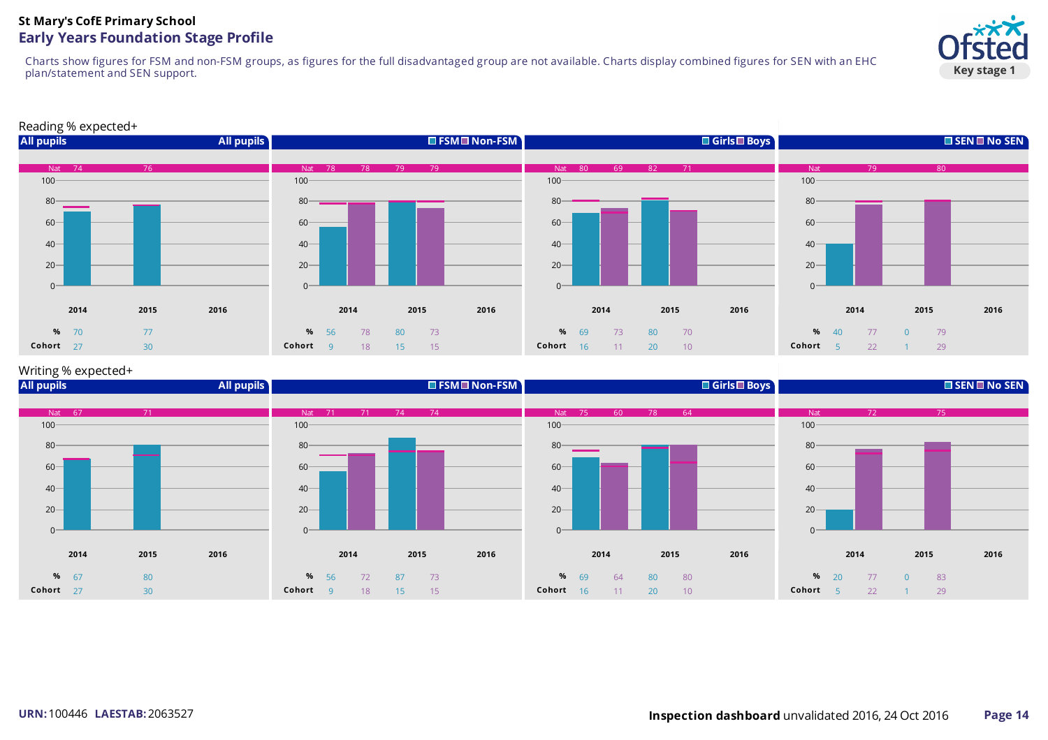**St Mary's CofE Primary School**

## Early Years Foundation Stage Profile

Charts show figures for FSM and non-FSM groups, as figures for the full disadvantaged group are not available. Charts display combined figures for SEN with an EHC plan/statement and SEN support.

### Reading % expected+

**All pupils**

| | 2014 | 2015 | 2016 |
|---|---|---|---|
| Nat | 74 | 76 | |
| % | 70 | 77 | |
| Cohort | 27 | 30 | |

**FSM / Non-FSM**

| | 2014 FSM | 2014 Non-FSM | 2015 FSM | 2015 Non-FSM | 2016 FSM | 2016 Non-FSM |
|---|---|---|---|---|---|---|
| Nat | 78 | 78 | 79 | 79 | | |
| % | 56 | 78 | 80 | 73 | | |
| Cohort | 9 | 18 | 15 | 15 | | |

**Girls / Boys**

| | 2014 Girls | 2014 Boys | 2015 Girls | 2015 Boys | 2016 Girls | 2016 Boys |
|---|---|---|---|---|---|---|
| Nat | 80 | 69 | 82 | 71 | | |
| % | 69 | 73 | 80 | 70 | | |
| Cohort | 16 | 11 | 20 | 10 | | |

**SEN / No SEN**

| | 2014 SEN | 2014 No SEN | 2015 SEN | 2015 No SEN | 2016 SEN | 2016 No SEN |
|---|---|---|---|---|---|---|
| Nat | | 79 | | 80 | | |
| % | 40 | 77 | 0 | 79 | | |
| Cohort | 5 | 22 | 1 | 29 | | |

### Writing % expected+

**All pupils**

| | 2014 | 2015 | 2016 |
|---|---|---|---|
| Nat | 67 | 71 | |
| % | 67 | 80 | |
| Cohort | 27 | 30 | |

**FSM / Non-FSM**

| | 2014 FSM | 2014 Non-FSM | 2015 FSM | 2015 Non-FSM | 2016 FSM | 2016 Non-FSM |
|---|---|---|---|---|---|---|
| Nat | 71 | 71 | 74 | 74 | | |
| % | 56 | 72 | 87 | 73 | | |
| Cohort | 9 | 18 | 15 | 15 | | |

**Girls / Boys**

| | 2014 Girls | 2014 Boys | 2015 Girls | 2015 Boys | 2016 Girls | 2016 Boys |
|---|---|---|---|---|---|---|
| Nat | 75 | 60 | 78 | 64 | | |
| % | 69 | 64 | 80 | 80 | | |
| Cohort | 16 | 11 | 20 | 10 | | |

**SEN / No SEN**

| | 2014 SEN | 2014 No SEN | 2015 SEN | 2015 No SEN | 2016 SEN | 2016 No SEN |
|---|---|---|---|---|---|---|
| Nat | | 72 | | 75 | | |
| % | 20 | 77 | 0 | 83 | | |
| Cohort | 5 | 22 | 1 | 29 | | |

**URN:** 100446 **LAESTAB:** 2063527

**Inspection dashboard** unvalidated 2016, 24 Oct 2016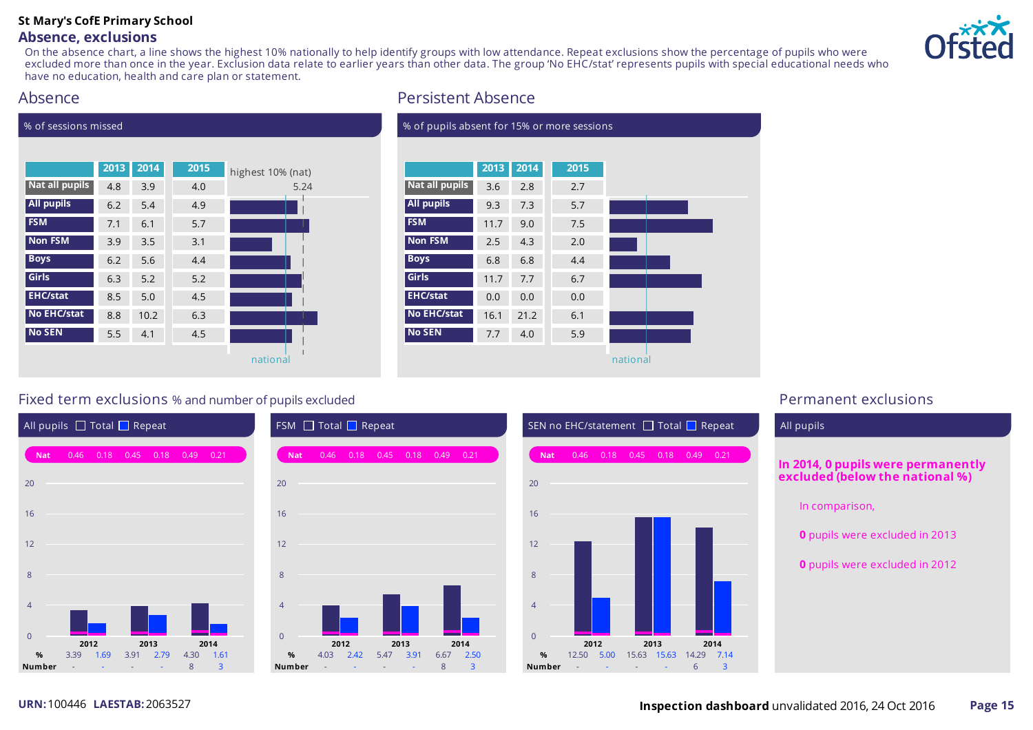**St Mary's CofE Primary School**

## Absence, exclusions

On the absence chart, a line shows the highest 10% nationally to help identify groups with low attendance. Repeat exclusions show the percentage of pupils who were excluded more than once in the year. Exclusion data relate to earlier years than other data. The group 'No EHC/stat' represents pupils with special educational needs who have no education, health and care plan or statement.

### Absence

% of sessions missed

| | 2013 | 2014 | 2015 |
|---|---|---|---|
| Nat all pupils | 4.8 | 3.9 | 4.0 |
| All pupils | 6.2 | 5.4 | 4.9 |
| FSM | 7.1 | 6.1 | 5.7 |
| Non FSM | 3.9 | 3.5 | 3.1 |
| Boys | 6.2 | 5.6 | 4.4 |
| Girls | 6.3 | 5.2 | 5.2 |
| EHC/stat | 8.5 | 5.0 | 4.5 |
| No EHC/stat | 8.8 | 10.2 | 6.3 |
| No SEN | 5.5 | 4.1 | 4.5 |

highest 10% (nat) 5.24

national

### Persistent Absence

% of pupils absent for 15% or more sessions

| | 2013 | 2014 | 2015 |
|---|---|---|---|
| Nat all pupils | 3.6 | 2.8 | 2.7 |
| All pupils | 9.3 | 7.3 | 5.7 |
| FSM | 11.7 | 9.0 | 7.5 |
| Non FSM | 2.5 | 4.3 | 2.0 |
| Boys | 6.8 | 6.8 | 4.4 |
| Girls | 11.7 | 7.7 | 6.7 |
| EHC/stat | 0.0 | 0.0 | 0.0 |
| No EHC/stat | 16.1 | 21.2 | 6.1 |
| No SEN | 7.7 | 4.0 | 5.9 |

national

### Fixed term exclusions % and number of pupils excluded

**All pupils** (Total / Repeat)

| | 2012 Total | 2012 Repeat | 2013 Total | 2013 Repeat | 2014 Total | 2014 Repeat |
|---|---|---|---|---|---|---|
| Nat | 0.46 | 0.18 | 0.45 | 0.18 | 0.49 | 0.21 |
| % | 3.39 | 1.69 | 3.91 | 2.79 | 4.30 | 1.61 |
| Number | - | - | - | - | 8 | 3 |

**FSM** (Total / Repeat)

| | 2012 Total | 2012 Repeat | 2013 Total | 2013 Repeat | 2014 Total | 2014 Repeat |
|---|---|---|---|---|---|---|
| Nat | 0.46 | 0.18 | 0.45 | 0.18 | 0.49 | 0.21 |
| % | 4.03 | 2.42 | 5.47 | 3.91 | 6.67 | 2.50 |
| Number | - | - | - | - | 8 | 3 |

**SEN no EHC/statement** (Total / Repeat)

| | 2012 Total | 2012 Repeat | 2013 Total | 2013 Repeat | 2014 Total | 2014 Repeat |
|---|---|---|---|---|---|---|
| Nat | 0.46 | 0.18 | 0.45 | 0.18 | 0.49 | 0.21 |
| % | 12.50 | 5.00 | 15.63 | 15.63 | 14.29 | 7.14 |
| Number | - | - | - | - | 6 | 3 |

### Permanent exclusions

All pupils

**In 2014, 0 pupils were permanently excluded (below the national %)**

In comparison,

**0** pupils were excluded in 2013

**0** pupils were excluded in 2012

URN: 100446 LAESTAB: 2063527

**Inspection dashboard** unvalidated 2016, 24 Oct 2016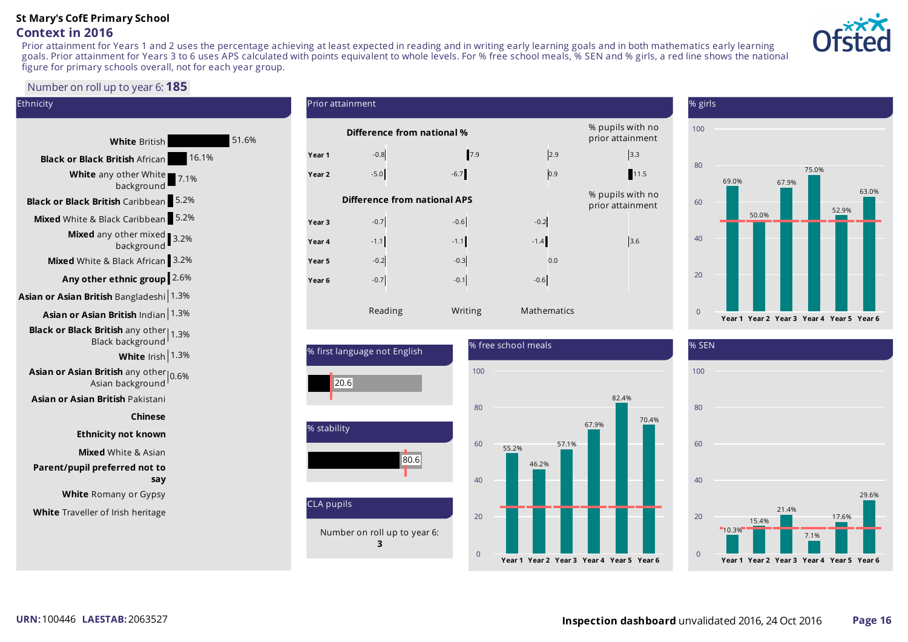**St Mary's CofE Primary School**

## Context in 2016

Prior attainment for Years 1 and 2 uses the percentage achieving at least expected in reading and in writing early learning goals and in both mathematics early learning goals. Prior attainment for Years 3 to 6 uses APS calculated with points equivalent to whole levels. For % free school meals, % SEN and % girls, a red line shows the national figure for primary schools overall, not for each year group.

Number on roll up to year 6: **185**

### Ethnicity

**White** British 51.6%
**Black or Black British** African 16.1%
**White** any other White background 7.1%
**Black or Black British** Caribbean 5.2%
**Mixed** White & Black Caribbean 5.2%
**Mixed** any other mixed background 3.2%
**Mixed** White & Black African 3.2%
**Any other ethnic group** 2.6%
**Asian or Asian British** Bangladeshi 1.3%
**Asian or Asian British** Indian 1.3%
**Black or Black British** any other Black background 1.3%
**White** Irish 1.3%
**Asian or Asian British** any other Asian background 0.6%
**Asian or Asian British** Pakistani
**Chinese**
**Ethnicity not known**
**Mixed** White & Asian
**Parent/pupil preferred not to say**
**White** Romany or Gypsy
**White** Traveller of Irish heritage

### Prior attainment

**Difference from national %**

% pupils with no prior attainment

Year 1: -0.8, 7.9, 2.9, 3.3
Year 2: -5.0, -6.7, 0.9, 11.5

**Difference from national APS**

% pupils with no prior attainment

Year 3: -0.7, -0.6, -0.2
Year 4: -1.1, -1.1, -1.4, 3.6
Year 5: -0.2, -0.3, 0.0
Year 6: -0.7, -0.1, -0.6

Reading, Writing, Mathematics

### % girls

100, 80, 60, 40, 20, 0

69.0%, 50.0%, 67.9%, 75.0%, 52.9%, 63.0%

Year 1, Year 2, Year 3, Year 4, Year 5, Year 6

### % first language not English

20.6

### % stability

80.6

### CLA pupils

Number on roll up to year 6:
3

### % free school meals

100, 80, 60, 40, 20, 0

55.2%, 46.2%, 57.1%, 67.9%, 82.4%, 70.4%

Year 1, Year 2, Year 3, Year 4, Year 5, Year 6

### % SEN

100, 80, 60, 40, 20, 0

10.3%, 15.4%, 21.4%, 7.1%, 17.6%, 29.6%

Year 1, Year 2, Year 3, Year 4, Year 5, Year 6

**URN:** 100446 **LAESTAB:** 2063527

**Inspection dashboard** unvalidated 2016, 24 Oct 2016